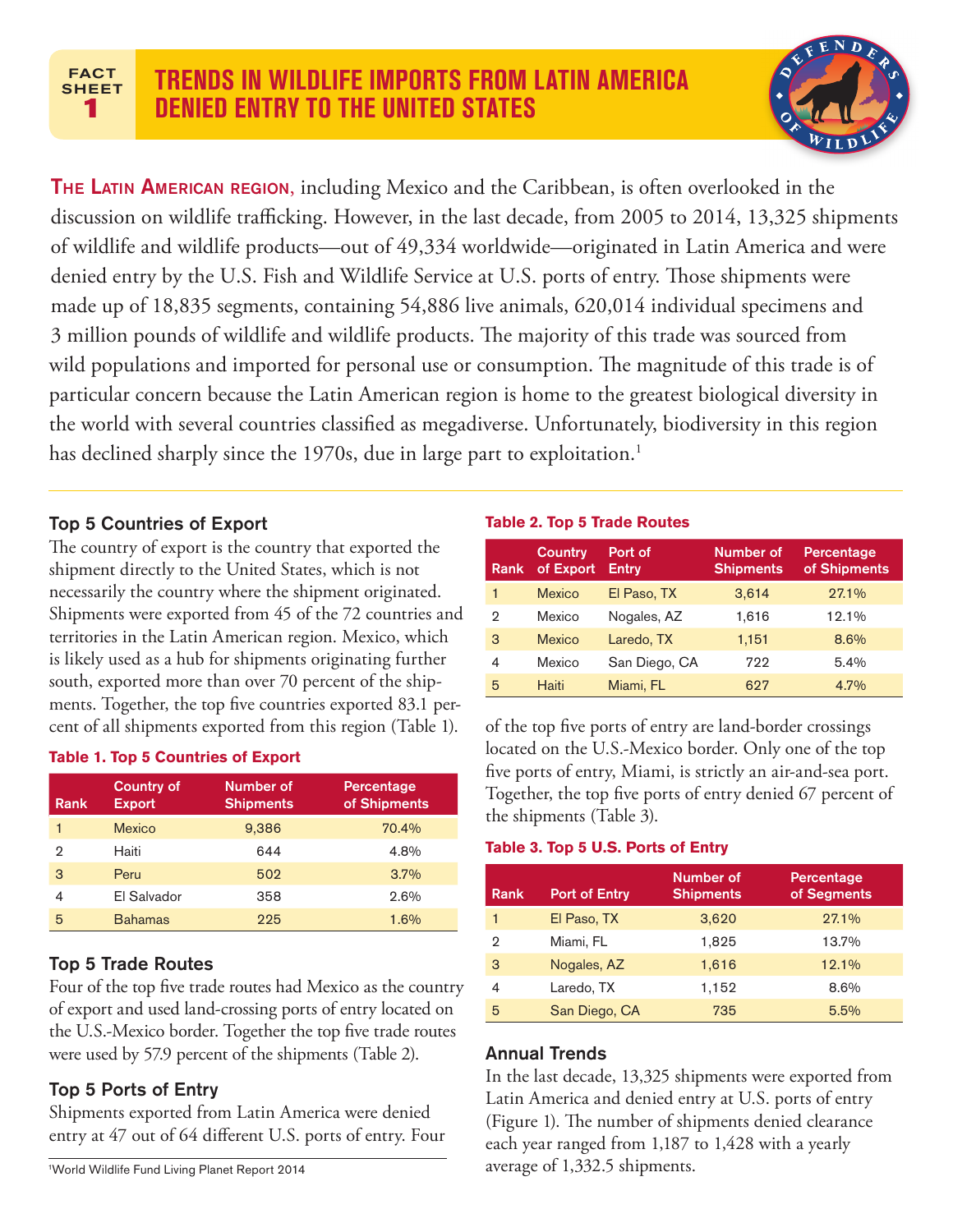FACT SHEET 1

# TRENDS IN WILDLIFE IMPORTS FROM LATIN AMERICA DENIED ENTRY TO THE UNITED STATES

**THE LATIN AMERICAN REGION,** including Mexico and the Caribbean, is often overlooked in the discussion on wildlife trafficking. However, in the last decade, from 2005 to 2014, 13,325 shipments of wildlife and wildlife products—out of 49,334 worldwide—originated in Latin America and were denied entry by the U.S. Fish and Wildlife Service at U.S. ports of entry. Those shipments were made up of 18,835 segments, containing 54,886 live animals, 620,014 individual specimens and 3 million pounds of wildlife and wildlife products. The majority of this trade was sourced from wild populations and imported for personal use or consumption. The magnitude of this trade is of particular concern because the Latin American region is home to the greatest biological diversity in the world with several countries classified as megadiverse. Unfortunately, biodiversity in this region has declined sharply since the 1970s, due in large part to exploitation.[1]

## Top 5 Countries of Export

The country of export is the country that exported the shipment directly to the United States, which is not necessarily the country where the shipment originated. Shipments were exported from 45 of the 72 countries and territories in the Latin American region. Mexico, which is likely used as a hub for shipments originating further south, exported more than over 70 percent of the shipments. Together, the top five countries exported 83.1 percent of all shipments exported from this region (Table 1).

**Table 1. Top 5 Countries of Export**

| Rank | Country of Export | Number of Shipments | Percentage of Shipments |
|---|---|---|---|
| 1 | Mexico | 9,386 | 70.4% |
| 2 | Haiti | 644 | 4.8% |
| 3 | Peru | 502 | 3.7% |
| 4 | El Salvador | 358 | 2.6% |
| 5 | Bahamas | 225 | 1.6% |

## Top 5 Trade Routes

Four of the top five trade routes had Mexico as the country of export and used land-crossing ports of entry located on the U.S.-Mexico border. Together the top five trade routes were used by 57.9 percent of the shipments (Table 2).

**Table 2. Top 5 Trade Routes**

| Rank | Country of Export | Port of Entry | Number of Shipments | Percentage of Shipments |
|---|---|---|---|---|
| 1 | Mexico | El Paso, TX | 3,614 | 27.1% |
| 2 | Mexico | Nogales, AZ | 1,616 | 12.1% |
| 3 | Mexico | Laredo, TX | 1,151 | 8.6% |
| 4 | Mexico | San Diego, CA | 722 | 5.4% |
| 5 | Haiti | Miami, FL | 627 | 4.7% |

## Top 5 Ports of Entry

Shipments exported from Latin America were denied entry at 47 out of 64 different U.S. ports of entry. Four of the top five ports of entry are land-border crossings located on the U.S.-Mexico border. Only one of the top five ports of entry, Miami, is strictly an air-and-sea port. Together, the top five ports of entry denied 67 percent of the shipments (Table 3).

**Table 3. Top 5 U.S. Ports of Entry**

| Rank | Port of Entry | Number of Shipments | Percentage of Segments |
|---|---|---|---|
| 1 | El Paso, TX | 3,620 | 27.1% |
| 2 | Miami, FL | 1,825 | 13.7% |
| 3 | Nogales, AZ | 1,616 | 12.1% |
| 4 | Laredo, TX | 1,152 | 8.6% |
| 5 | San Diego, CA | 735 | 5.5% |

## Annual Trends

In the last decade, 13,325 shipments were exported from Latin America and denied entry at U.S. ports of entry (Figure 1). The number of shipments denied clearance each year ranged from 1,187 to 1,428 with a yearly average of 1,332.5 shipments.

[1] World Wildlife Fund Living Planet Report 2014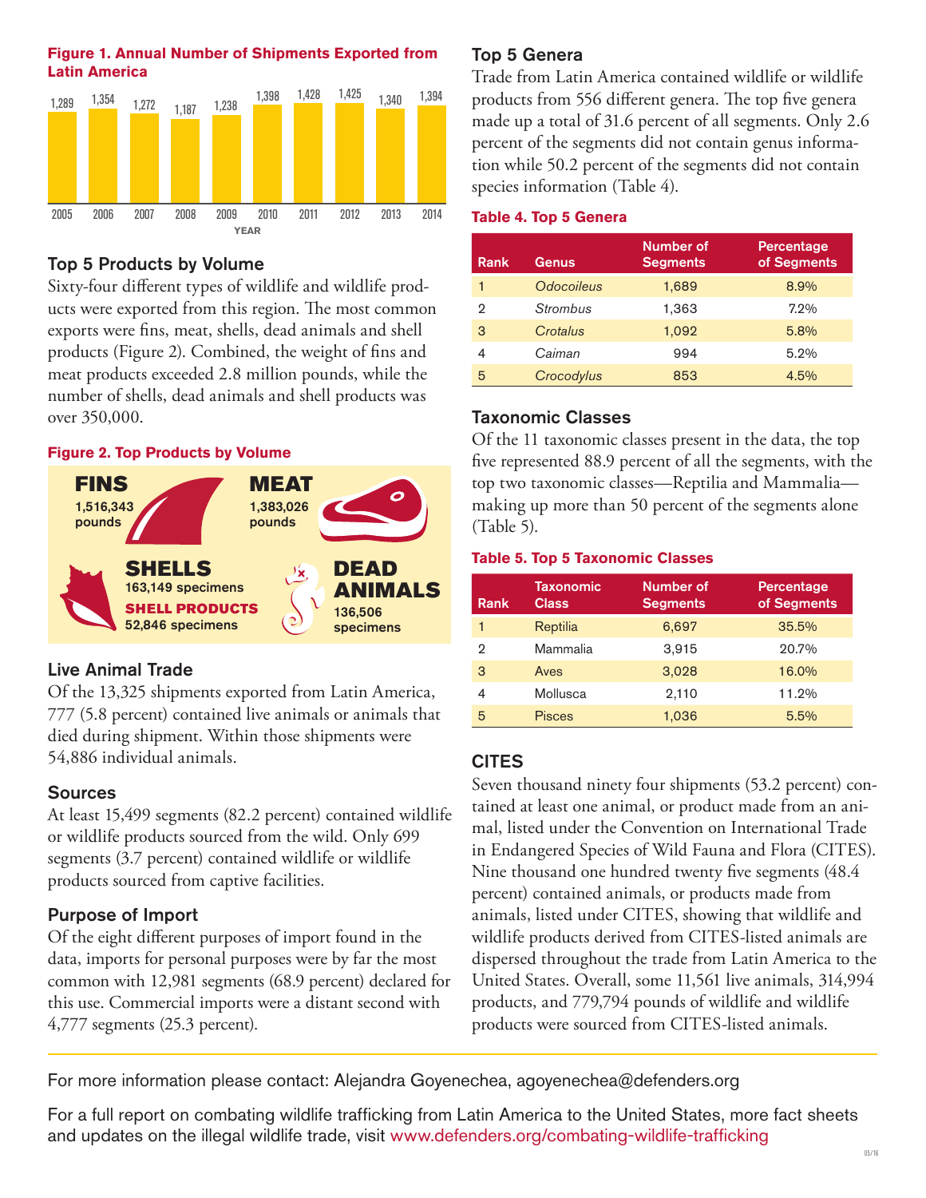**Figure 1. Annual Number of Shipments Exported from Latin America**

1,289 1,354 1,272 1,187 1,238 1,398 1,428 1,425 1,340 1,394

2005 2006 2007 2008 2009 2010 2011 2012 2013 2014

YEAR

## Top 5 Products by Volume

Sixty-four different types of wildlife and wildlife products were exported from this region. The most common exports were fins, meat, shells, dead animals and shell products (Figure 2). Combined, the weight of fins and meat products exceeded 2.8 million pounds, while the number of shells, dead animals and shell products was over 350,000.

**Figure 2. Top Products by Volume**

FINS
1,516,343 pounds

MEAT
1,383,026 pounds

SHELLS
163,149 specimens

SHELL PRODUCTS
52,846 specimens

DEAD ANIMALS
136,506 specimens

## Live Animal Trade

Of the 13,325 shipments exported from Latin America, 777 (5.8 percent) contained live animals or animals that died during shipment. Within those shipments were 54,886 individual animals.

## Sources

At least 15,499 segments (82.2 percent) contained wildlife or wildlife products sourced from the wild. Only 699 segments (3.7 percent) contained wildlife or wildlife products sourced from captive facilities.

## Purpose of Import

Of the eight different purposes of import found in the data, imports for personal purposes were by far the most common with 12,981 segments (68.9 percent) declared for this use. Commercial imports were a distant second with 4,777 segments (25.3 percent).

## Top 5 Genera

Trade from Latin America contained wildlife or wildlife products from 556 different genera. The top five genera made up a total of 31.6 percent of all segments. Only 2.6 percent of the segments did not contain genus information while 50.2 percent of the segments did not contain species information (Table 4).

**Table 4. Top 5 Genera**

| Rank | Genus | Number of Segments | Percentage of Segments |
|---|---|---|---|
| 1 | *Odocoileus* | 1,689 | 8.9% |
| 2 | *Strombus* | 1,363 | 7.2% |
| 3 | *Crotalus* | 1,092 | 5.8% |
| 4 | *Caiman* | 994 | 5.2% |
| 5 | *Crocodylus* | 853 | 4.5% |

## Taxonomic Classes

Of the 11 taxonomic classes present in the data, the top five represented 88.9 percent of all the segments, with the top two taxonomic classes—Reptilia and Mammalia—making up more than 50 percent of the segments alone (Table 5).

**Table 5. Top 5 Taxonomic Classes**

| Rank | Taxonomic Class | Number of Segments | Percentage of Segments |
|---|---|---|---|
| 1 | Reptilia | 6,697 | 35.5% |
| 2 | Mammalia | 3,915 | 20.7% |
| 3 | Aves | 3,028 | 16.0% |
| 4 | Mollusca | 2,110 | 11.2% |
| 5 | Pisces | 1,036 | 5.5% |

## CITES

Seven thousand ninety four shipments (53.2 percent) contained at least one animal, or product made from an animal, listed under the Convention on International Trade in Endangered Species of Wild Fauna and Flora (CITES). Nine thousand one hundred twenty five segments (48.4 percent) contained animals, or products made from animals, listed under CITES, showing that wildlife and wildlife products derived from CITES-listed animals are dispersed throughout the trade from Latin America to the United States. Overall, some 11,561 live animals, 314,994 products, and 779,794 pounds of wildlife and wildlife products were sourced from CITES-listed animals.

---

For more information please contact: Alejandra Goyenechea, agoyenechea@defenders.org

For a full report on combating wildlife trafficking from Latin America to the United States, more fact sheets and updates on the illegal wildlife trade, visit www.defenders.org/combating-wildlife-trafficking

05/16